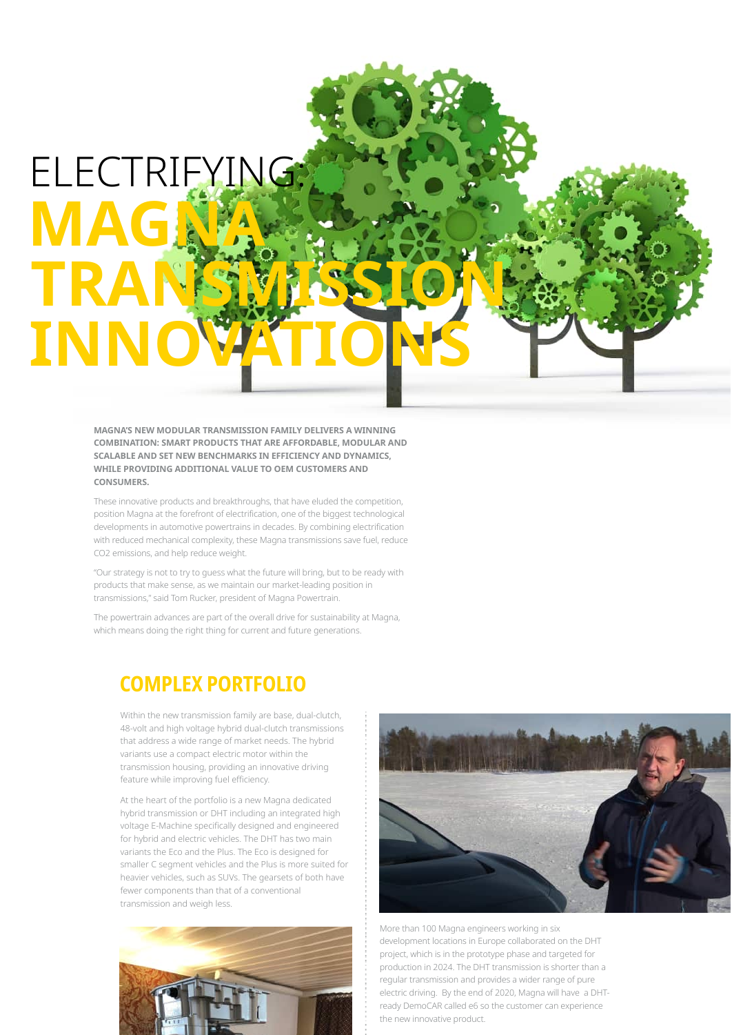# ELECTRIFYING: MAGNA TRANSMISSION INNOVATIONS

**MAGNA'S NEW MODULAR TRANSMISSION FAMILY DELIVERS A WINNING COMBINATION: SMART PRODUCTS THAT ARE AFFORDABLE, MODULAR AND SCALABLE AND SET NEW BENCHMARKS IN EFFICIENCY AND DYNAMICS, WHILE PROVIDING ADDITIONAL VALUE TO OEM CUSTOMERS AND CONSUMERS.**

These innovative products and breakthroughs, that have eluded the competition, position Magna at the forefront of electrification, one of the biggest technological developments in automotive powertrains in decades. By combining electrification with reduced mechanical complexity, these Magna transmissions save fuel, reduce $CO_2$ emissions, and help reduce weight.

"Our strategy is not to try to guess what the future will bring, but to be ready with products that make sense, as we maintain our market-leading position in transmissions," said Tom Rucker, president of Magna Powertrain.

The powertrain advances are part of the overall drive for sustainability at Magna, which means doing the right thing for current and future generations.

## COMPLEX PORTFOLIO

Within the new transmission family are base, dual-clutch, 48-volt and high voltage hybrid dual-clutch transmissions that address a wide range of market needs. The hybrid variants use a compact electric motor within the transmission housing, providing an innovative driving feature while improving fuel efficiency.

At the heart of the portfolio is a new Magna dedicated hybrid transmission or DHT including an integrated high voltage E-Machine specifically designed and engineered for hybrid and electric vehicles. The DHT has two main variants the Eco and the Plus. The Eco is designed for smaller C segment vehicles and the Plus is more suited for heavier vehicles, such as SUVs. The gearsets of both have fewer components than that of a conventional transmission and weigh less.

More than 100 Magna engineers working in six development locations in Europe collaborated on the DHT project, which is in the prototype phase and targeted for production in 2024. The DHT transmission is shorter than a regular transmission and provides a wider range of pure electric driving. By the end of 2020, Magna will have a DHT-ready DemoCAR called e6 so the customer can experience the new innovative product.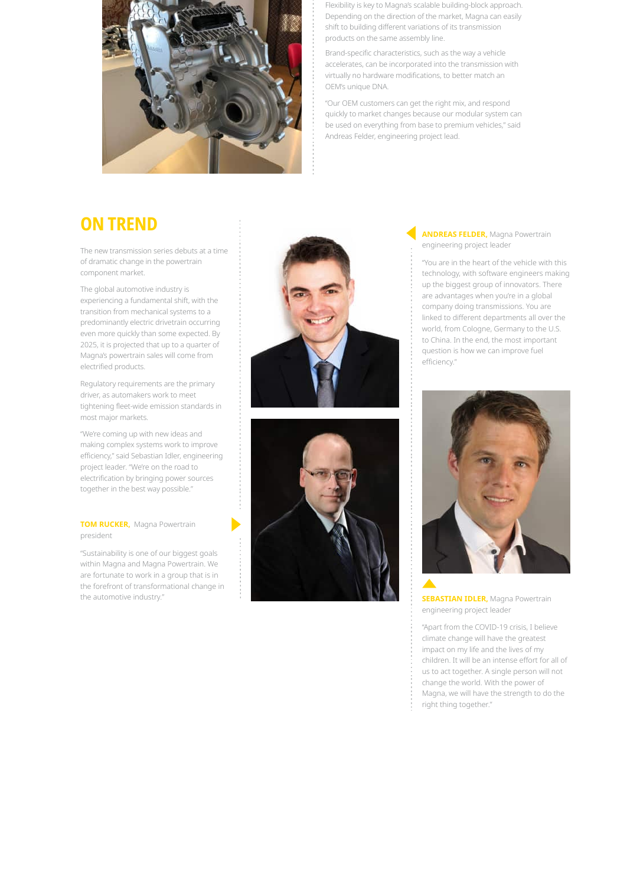Flexibility is key to Magna's scalable building-block approach. Depending on the direction of the market, Magna can easily shift to building different variations of its transmission products on the same assembly line.

Brand-specific characteristics, such as the way a vehicle accelerates, can be incorporated into the transmission with virtually no hardware modifications, to better match an OEM's unique DNA.

"Our OEM customers can get the right mix, and respond quickly to market changes because our modular system can be used on everything from base to premium vehicles," said Andreas Felder, engineering project lead.

## ON TREND

The new transmission series debuts at a time of dramatic change in the powertrain component market.

The global automotive industry is experiencing a fundamental shift, with the transition from mechanical systems to a predominantly electric drivetrain occurring even more quickly than some expected. By 2025, it is projected that up to a quarter of Magna's powertrain sales will come from electrified products.

Regulatory requirements are the primary driver, as automakers work to meet tightening fleet-wide emission standards in most major markets.

"We're coming up with new ideas and making complex systems work to improve efficiency," said Sebastian Idler, engineering project leader. "We're on the road to electrification by bringing power sources together in the best way possible."

**TOM RUCKER,** Magna Powertrain president

"Sustainability is one of our biggest goals within Magna and Magna Powertrain. We are fortunate to work in a group that is in the forefront of transformational change in the automotive industry."

**ANDREAS FELDER,** Magna Powertrain engineering project leader

"You are in the heart of the vehicle with this technology, with software engineers making up the biggest group of innovators. There are advantages when you're in a global company doing transmissions. You are linked to different departments all over the world, from Cologne, Germany to the U.S. to China. In the end, the most important question is how we can improve fuel efficiency."

**SEBASTIAN IDLER,** Magna Powertrain engineering project leader

"Apart from the COVID-19 crisis, I believe climate change will have the greatest impact on my life and the lives of my children. It will be an intense effort for all of us to act together. A single person will not change the world. With the power of Magna, we will have the strength to do the right thing together."